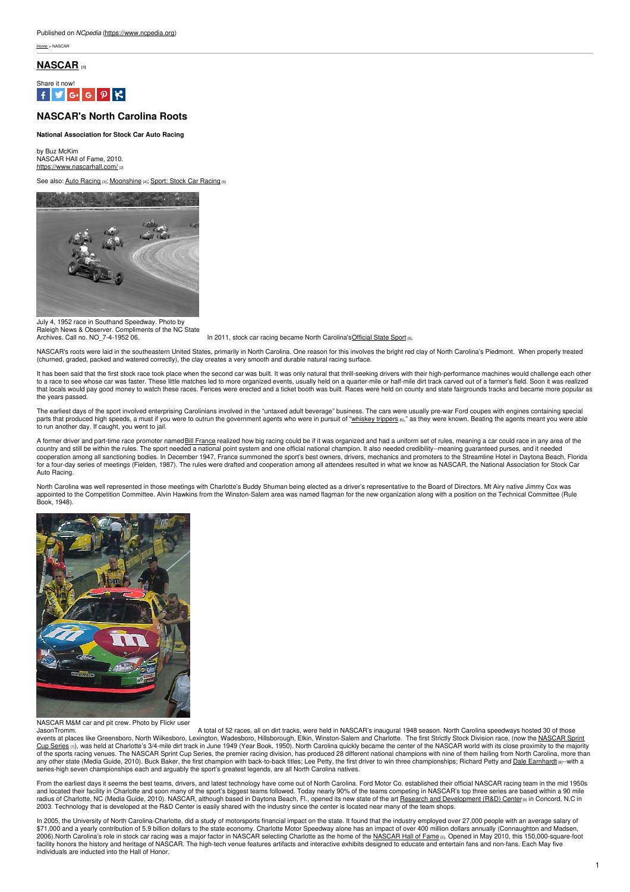Published on *NCpedia* (https://www.ncpedia.org)

Home > NASCAR

## NASCAR [1]

Share it now!

# NASCAR's North Carolina Roots

**National Association for Stock Car Auto Racing**

by Buz McKim
NASCAR HAll of Fame, 2010.
https://www.nascarhall.com/ [2]

See also: Auto Racing [3]; Moonshine [4]; Sport: Stock Car Racing [5]

July 4, 1952 race in Southand Speedway. Photo by Raleigh News & Observer. Compliments of the NC State Archives. Call no. NO_7-4-1952 06.

In 2011, stock car racing became North Carolina's Official State Sport [5].

NASCAR's roots were laid in the southeastern United States, primarily in North Carolina. One reason for this involves the bright red clay of North Carolina's Piedmont. When properly treated (churned, graded, packed and watered correctly), the clay creates a very smooth and durable natural racing surface.

It has been said that the first stock race took place when the second car was built. It was only natural that thrill-seeking drivers with their high-performance machines would challenge each other to a race to see whose car was faster. These little matches led to more organized events, usually held on a quarter-mile or half-mile dirt track carved out of a farmer's field. Soon it was realized that locals would pay good money to watch these races. Fences were erected and a ticket booth was built. Races were held on county and state fairgrounds tracks and became more popular as the years passed.

The earliest days of the sport involved enterprising Carolinians involved in the "untaxed adult beverage" business. The cars were usually pre-war Ford coupes with engines containing special parts that produced high speeds, a must if you were to outrun the government agents who were in pursuit of "whiskey trippers [6]," as they were known. Beating the agents meant you were able to run another day. If caught, you went to jail.

A former driver and part-time race promoter named Bill France realized how big racing could be if it was organized and had a uniform set of rules, meaning a car could race in any area of the country and still be within the rules. The sport needed a national point system and one official national champion. It also needed credibility--meaning guaranteed purses, and it needed cooperation among all sanctioning bodies. In December 1947, France summoned the sport's best owners, drivers, mechanics and promoters to the Streamline Hotel in Daytona Beach, Florida for a four-day series of meetings (Fielden, 1987). The rules were drafted and cooperation among all attendees resulted in what we know as NASCAR, the National Association for Stock Car Auto Racing.

North Carolina was well represented in those meetings with Charlotte's Buddy Shuman being elected as a driver's representative to the Board of Directors. Mt Airy native Jimmy Cox was appointed to the Competition Committee. Alvin Hawkins from the Winston-Salem area was named flagman for the new organization along with a position on the Technical Committee (Rule Book, 1948).

NASCAR M&M car and pit crew. Photo by Flickr user JasonTromm.

A total of 52 races, all on dirt tracks, were held in NASCAR's inaugural 1948 season. North Carolina speedways hosted 30 of those events at places like Greensboro, North Wilkesboro, Lexington, Wadesboro, Hillsborough, Elkin, Winston-Salem and Charlotte. The first Strictly Stock Division race, (now the NASCAR Sprint Cup Series [7]), was held at Charlotte's 3/4-mile dirt track in June 1949 (Year Book, 1950). North Carolina quickly became the center of the NASCAR world with its close proximity to the majority of the sports racing venues. The NASCAR Sprint Cup Series, the premier racing division, has produced 28 different national champions with nine of them hailing from North Carolina, more than any other state (Media Guide, 2010). Buck Baker, the first champion with back-to-back titles; Lee Petty, the first driver to win three championships; Richard Petty and Dale Earnhardt [8]--with a series-high seven championships each and arguably the sport's greatest legends, are all North Carolina natives.

From the earliest days it seems the best teams, drivers, and latest technology have come out of North Carolina. Ford Motor Co. established their official NASCAR racing team in the mid 1950s and located their facility in Charlotte and soon many of the sport's biggest teams followed. Today nearly 90% of the teams competing in NASCAR's top three series are based within a 90 mile radius of Charlotte, NC (Media Guide, 2010). NASCAR, although based in Daytona Beach, Fl., opened its new state of the art Research and Development (R&D) Center [9] in Concord, N.C in 2003. Technology that is developed at the R&D Center is easily shared with the industry since the center is located near many of the team shops.

In 2005, the University of North Carolina-Charlotte, did a study of motorsports financial impact on the state. It found that the industry employed over 27,000 people with an average salary of $71,000 and a yearly contribution of 5.9 billion dollars to the state economy. Charlotte Motor Speedway alone has an impact of over 400 million dollars annually (Connaughton and Madsen, 2006).North Carolina's role in stock car racing was a major factor in NASCAR selecting Charlotte as the home of the NASCAR Hall of Fame [2]. Opened in May 2010, this 150,000-square-foot facility honors the history and heritage of NASCAR. The high-tech venue features artifacts and interactive exhibits designed to educate and entertain fans and non-fans. Each May five individuals are inducted into the Hall of Honor.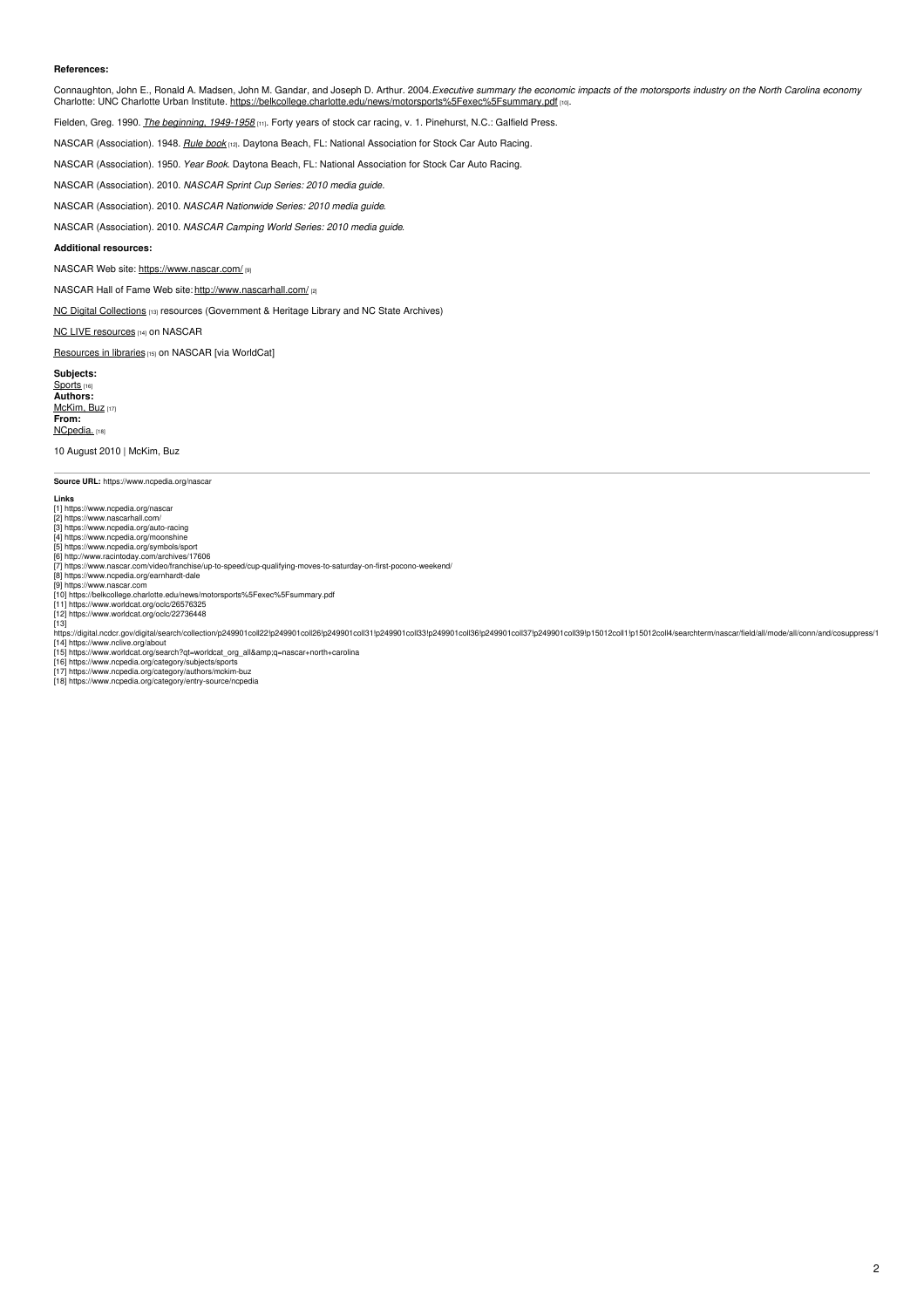**References:**

Connaughton, John E., Ronald A. Madsen, John M. Gandar, and Joseph D. Arthur. 2004. *Executive summary the economic impacts of the motorsports industry on the North Carolina economy* Charlotte: UNC Charlotte Urban Institute. https://belkcollege.charlotte.edu/news/motorsports%5Fexec%5Fsummary.pdf [10].

Fielden, Greg. 1990. *The beginning, 1949-1958* [11]. Forty years of stock car racing, v. 1. Pinehurst, N.C.: Galfield Press.

NASCAR (Association). 1948. *Rule book* [12]. Daytona Beach, FL: National Association for Stock Car Auto Racing.

NASCAR (Association). 1950. *Year Book*. Daytona Beach, FL: National Association for Stock Car Auto Racing.

NASCAR (Association). 2010. *NASCAR Sprint Cup Series: 2010 media guide.*

NASCAR (Association). 2010. *NASCAR Nationwide Series: 2010 media guide.*

NASCAR (Association). 2010. *NASCAR Camping World Series: 2010 media guide.*

**Additional resources:**

NASCAR Web site: https://www.nascar.com/ [9]

NASCAR Hall of Fame Web site: http://www.nascarhall.com/ [2]

NC Digital Collections [13] resources (Government & Heritage Library and NC State Archives)

NC LIVE resources [14] on NASCAR

Resources in libraries [15] on NASCAR [via WorldCat]

**Subjects:**
Sports [16]
**Authors:**
McKim, Buz [17]
**From:**
NCpedia. [18]

10 August 2010 | McKim, Buz

**Source URL:** https://www.ncpedia.org/nascar

**Links**
[1] https://www.ncpedia.org/nascar
[2] https://www.nascarhall.com/
[3] https://www.ncpedia.org/auto-racing
[4] https://www.ncpedia.org/moonshine
[5] https://www.ncpedia.org/symbols/sport
[6] http://www.racintoday.com/archives/17606
[7] https://www.nascar.com/video/franchise/up-to-speed/cup-qualifying-moves-to-saturday-on-first-pocono-weekend/
[8] https://www.ncpedia.org/earnhardt-dale
[9] https://www.nascar.com
[10] https://belkcollege.charlotte.edu/news/motorsports%5Fexec%5Fsummary.pdf
[11] https://www.worldcat.org/oclc/26576325
[12] https://www.worldcat.org/oclc/22736448
[13]
https://digital.ncdcr.gov/digital/search/collection/p249901coll22!p249901coll26!p249901coll31!p249901coll33!p249901coll36!p249901coll37!p249901coll39!p15012coll1!p15012coll4/searchterm/nascar/field/all/mode/all/conn/and/cosuppress/1
[14] https://www.nclive.org/about
[15] https://www.worldcat.org/search?qt=worldcat_org_all&amp;q=nascar+north+carolina
[16] https://www.ncpedia.org/category/subjects/sports
[17] https://www.ncpedia.org/category/authors/mckim-buz
[18] https://www.ncpedia.org/category/entry-source/ncpedia